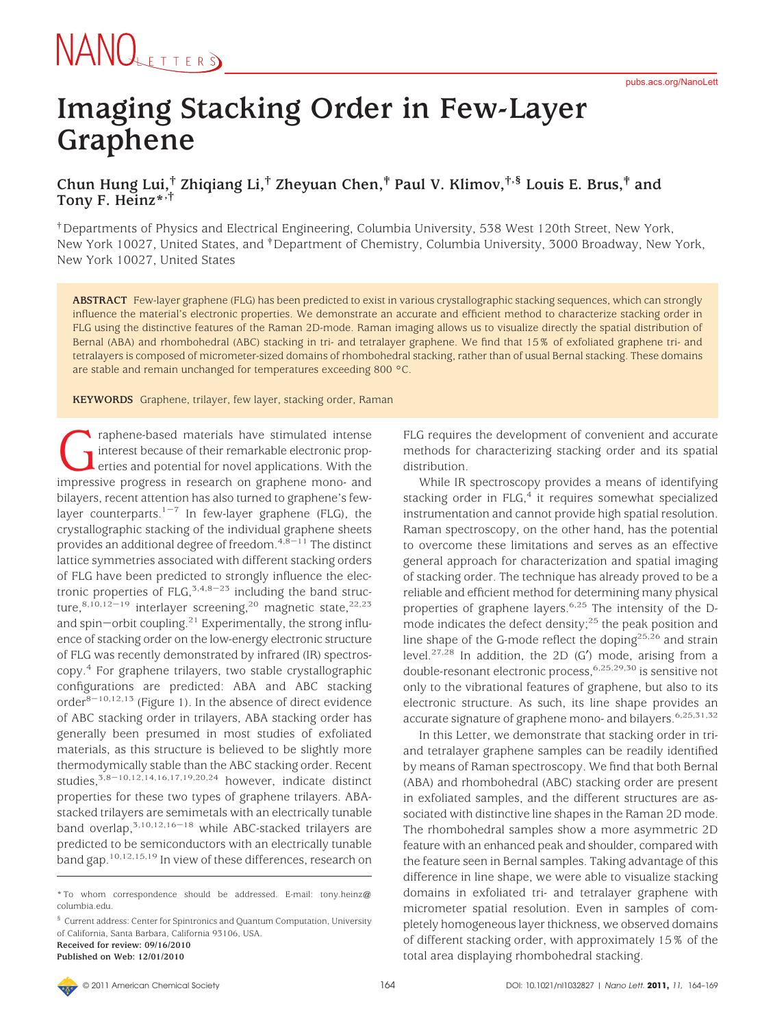# Imaging Stacking Order in Few-Layer Graphene

**Chun Hung Lui,[†] Zhiqiang Li,[†] Zheyuan Chen,[‡] Paul V. Klimov,[†,§] Louis E. Brus,[‡] and Tony F. Heinz*[,†]**

[†]Departments of Physics and Electrical Engineering, Columbia University, 538 West 120th Street, New York, New York 10027, United States, and [‡]Department of Chemistry, Columbia University, 3000 Broadway, New York, New York 10027, United States

**ABSTRACT** Few-layer graphene (FLG) has been predicted to exist in various crystallographic stacking sequences, which can strongly influence the material's electronic properties. We demonstrate an accurate and efficient method to characterize stacking order in FLG using the distinctive features of the Raman 2D-mode. Raman imaging allows us to visualize directly the spatial distribution of Bernal (ABA) and rhombohedral (ABC) stacking in tri- and tetralayer graphene. We find that 15% of exfoliated graphene tri- and tetralayers is composed of micrometer-sized domains of rhombohedral stacking, rather than of usual Bernal stacking. These domains are stable and remain unchanged for temperatures exceeding 800 °C.

**KEYWORDS** Graphene, trilayer, few layer, stacking order, Raman

Graphene-based materials have stimulated intense interest because of their remarkable electronic properties and potential for novel applications. With the impressive progress in research on graphene mono- and bilayers, recent attention has also turned to graphene's few-layer counterparts.[1−7] In few-layer graphene (FLG), the crystallographic stacking of the individual graphene sheets provides an additional degree of freedom.[4,8−11] The distinct lattice symmetries associated with different stacking orders of FLG have been predicted to strongly influence the electronic properties of FLG,[3,4,8−23] including the band structure,[8,10,12−19] interlayer screening,[20] magnetic state,[22,23] and spin−orbit coupling.[21] Experimentally, the strong influence of stacking order on the low-energy electronic structure of FLG was recently demonstrated by infrared (IR) spectroscopy.[4] For graphene trilayers, two stable crystallographic configurations are predicted: ABA and ABC stacking order[8−10,12,13] (Figure 1). In the absence of direct evidence of ABC stacking order in trilayers, ABA stacking order has generally been presumed in most studies of exfoliated materials, as this structure is believed to be slightly more thermodymically stable than the ABC stacking order. Recent studies,[3,8−10,12,14,16,17,19,20,24] however, indicate distinct properties for these two types of graphene trilayers. ABA-stacked trilayers are semimetals with an electrically tunable band overlap,[3,10,12,16−18] while ABC-stacked trilayers are predicted to be semiconductors with an electrically tunable band gap.[10,12,15,19] In view of these differences, research on FLG requires the development of convenient and accurate methods for characterizing stacking order and its spatial distribution.

While IR spectroscopy provides a means of identifying stacking order in FLG,[4] it requires somewhat specialized instrumentation and cannot provide high spatial resolution. Raman spectroscopy, on the other hand, has the potential to overcome these limitations and serves as an effective general approach for characterization and spatial imaging of stacking order. The technique has already proved to be a reliable and efficient method for determining many physical properties of graphene layers.[6,25] The intensity of the D-mode indicates the defect density;[25] the peak position and line shape of the G-mode reflect the doping[25,26] and strain level.[27,28] In addition, the 2D (G′) mode, arising from a double-resonant electronic process,[6,25,29,30] is sensitive not only to the vibrational features of graphene, but also to its electronic structure. As such, its line shape provides an accurate signature of graphene mono- and bilayers.[6,25,31,32]

In this Letter, we demonstrate that stacking order in tri- and tetralayer graphene samples can be readily identified by means of Raman spectroscopy. We find that both Bernal (ABA) and rhombohedral (ABC) stacking order are present in exfoliated samples, and the different structures are associated with distinctive line shapes in the Raman 2D mode. The rhombohedral samples show a more asymmetric 2D feature with an enhanced peak and shoulder, compared with the feature seen in Bernal samples. Taking advantage of this difference in line shape, we were able to visualize stacking domains in exfoliated tri- and tetralayer graphene with micrometer spatial resolution. Even in samples of completely homogeneous layer thickness, we observed domains of different stacking order, with approximately 15% of the total area displaying rhombohedral stacking.

---

\* To whom correspondence should be addressed. E-mail: tony.heinz@columbia.edu.

[§] Current address: Center for Spintronics and Quantum Computation, University of California, Santa Barbara, California 93106, USA.

**Received for review: 09/16/2010**
**Published on Web: 12/01/2010**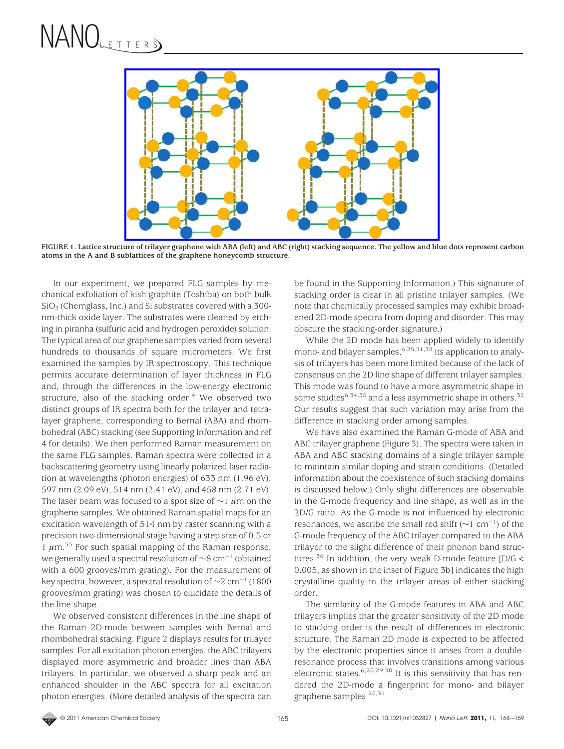**FIGURE 1.** Lattice structure of trilayer graphene with ABA (left) and ABC (right) stacking sequence. The yellow and blue dots represent carbon atoms in the A and B sublattices of the graphene honeycomb structure.

In our experiment, we prepared FLG samples by mechanical exfoliation of kish graphite (Toshiba) on both bulk $SiO_2$ (Chemglass, Inc.) and Si substrates covered with a 300-nm-thick oxide layer. The substrates were cleaned by etching in piranha (sulfuric acid and hydrogen peroxide) solution. The typical area of our graphene samples varied from several hundreds to thousands of square micrometers. We first examined the samples by IR spectroscopy. This technique permits accurate determination of layer thickness in FLG and, through the differences in the low-energy electronic structure, also of the stacking order.[4] We observed two distinct groups of IR spectra both for the trilayer and tetralayer graphene, corresponding to Bernal (ABA) and rhombohedral (ABC) stacking (see Supporting Information and ref 4 for details). We then performed Raman measurement on the same FLG samples. Raman spectra were collected in a backscattering geometry using linearly polarized laser radiation at wavelengths (photon energies) of 633 nm (1.96 eV), 597 nm (2.09 eV), 514 nm (2.41 eV), and 458 nm (2.71 eV). The laser beam was focused to a spot size of $\sim$1 $\mu$m on the graphene samples. We obtained Raman spatial maps for an excitation wavelength of 514 nm by raster scanning with a precision two-dimensional stage having a step size of 0.5 or 1 $\mu$m.[33] For such spatial mapping of the Raman response, we generally used a spectral resolution of $\sim$8 cm$^{-1}$ (obtained with a 600 grooves/mm grating). For the measurement of key spectra, however, a spectral resolution of $\sim$2 cm$^{-1}$ (1800 grooves/mm grating) was chosen to elucidate the details of the line shape.

We observed consistent differences in the line shape of the Raman 2D-mode between samples with Bernal and rhombohedral stacking. Figure 2 displays results for trilayer samples. For all excitation photon energies, the ABC trilayers displayed more asymmetric and broader lines than ABA trilayers. In particular, we observed a sharp peak and an enhanced shoulder in the ABC spectra for all excitation photon energies. (More detailed analysis of the spectra can be found in the Supporting Information.) This signature of stacking order is clear in all pristine trilayer samples. (We note that chemically processed samples may exhibit broadened 2D-mode spectra from doping and disorder. This may obscure the stacking-order signature.)

While the 2D mode has been applied widely to identify mono- and bilayer samples,[6,25,31,32] its application to analysis of trilayers has been more limited because of the lack of consensus on the 2D line shape of different trilayer samples. This mode was found to have a more asymmetric shape in some studies[6,34,35] and a less asymmetric shape in others.[32] Our results suggest that such variation may arise from the difference in stacking order among samples.

We have also examined the Raman G-mode of ABA and ABC trilayer graphene (Figure 3). The spectra were taken in ABA and ABC stacking domains of a single trilayer sample to maintain similar doping and strain conditions. (Detailed information about the coexistence of such stacking domains is discussed below.) Only slight differences are observable in the G-mode frequency and line shape, as well as in the 2D/G ratio. As the G-mode is not influenced by electronic resonances, we ascribe the small red shift ($\sim$1 cm$^{-1}$) of the G-mode frequency of the ABC trilayer compared to the ABA trilayer to the slight difference of their phonon band structures.[36] In addition, the very weak D-mode feature [D/G < 0.005, as shown in the inset of Figure 3b] indicates the high crystalline quality in the trilayer areas of either stacking order.

The similarity of the G-mode features in ABA and ABC trilayers implies that the greater sensitivity of the 2D mode to stacking order is the result of differences in electronic structure. The Raman 2D mode is expected to be affected by the electronic properties since it arises from a double-resonance process that involves transitions among various electronic states.[6,25,29,30] It is this sensitivity that has rendered the 2D-mode a fingerprint for mono- and bilayer graphene samples.[25,31]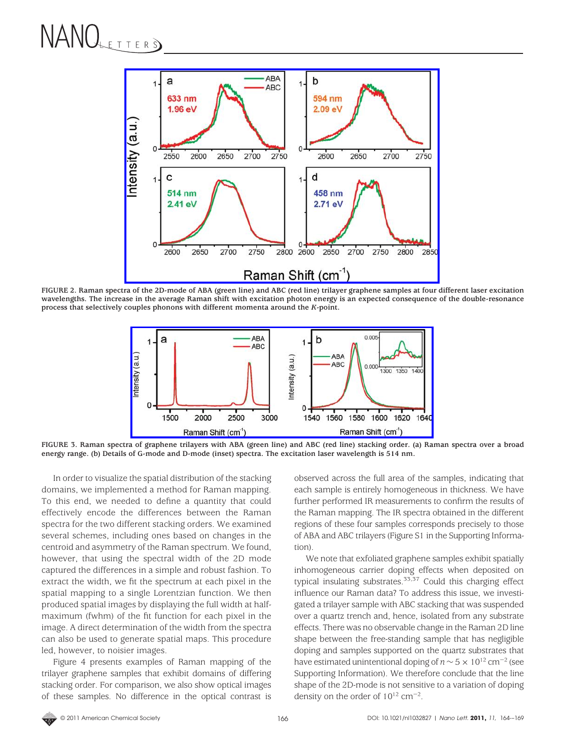FIGURE 2. Raman spectra of the 2D-mode of ABA (green line) and ABC (red line) trilayer graphene samples at four different laser excitation wavelengths. The increase in the average Raman shift with excitation photon energy is an expected consequence of the double-resonance process that selectively couples phonons with different momenta around the *K*-point.

FIGURE 3. Raman spectra of graphene trilayers with ABA (green line) and ABC (red line) stacking order. (a) Raman spectra over a broad energy range. (b) Details of G-mode and D-mode (inset) spectra. The excitation laser wavelength is 514 nm.

In order to visualize the spatial distribution of the stacking domains, we implemented a method for Raman mapping. To this end, we needed to define a quantity that could effectively encode the differences between the Raman spectra for the two different stacking orders. We examined several schemes, including ones based on changes in the centroid and asymmetry of the Raman spectrum. We found, however, that using the spectral width of the 2D mode captured the differences in a simple and robust fashion. To extract the width, we fit the spectrum at each pixel in the spatial mapping to a single Lorentzian function. We then produced spatial images by displaying the full width at half-maximum (fwhm) of the fit function for each pixel in the image. A direct determination of the width from the spectra can also be used to generate spatial maps. This procedure led, however, to noisier images.

Figure 4 presents examples of Raman mapping of the trilayer graphene samples that exhibit domains of differing stacking order. For comparison, we also show optical images of these samples. No difference in the optical contrast is observed across the full area of the samples, indicating that each sample is entirely homogeneous in thickness. We have further performed IR measurements to confirm the results of the Raman mapping. The IR spectra obtained in the different regions of these four samples corresponds precisely to those of ABA and ABC trilayers (Figure S1 in the Supporting Information).

We note that exfoliated graphene samples exhibit spatially inhomogeneous carrier doping effects when deposited on typical insulating substrates.[33,37] Could this charging effect influence our Raman data? To address this issue, we investigated a trilayer sample with ABC stacking that was suspended over a quartz trench and, hence, isolated from any substrate effects. There was no observable change in the Raman 2D line shape between the free-standing sample that has negligible doping and samples supported on the quartz substrates that have estimated unintentional doping of $n \sim 5 \times 10^{12}$ cm$^{-2}$ (see Supporting Information). We therefore conclude that the line shape of the 2D-mode is not sensitive to a variation of doping density on the order of $10^{12}$ cm$^{-2}$.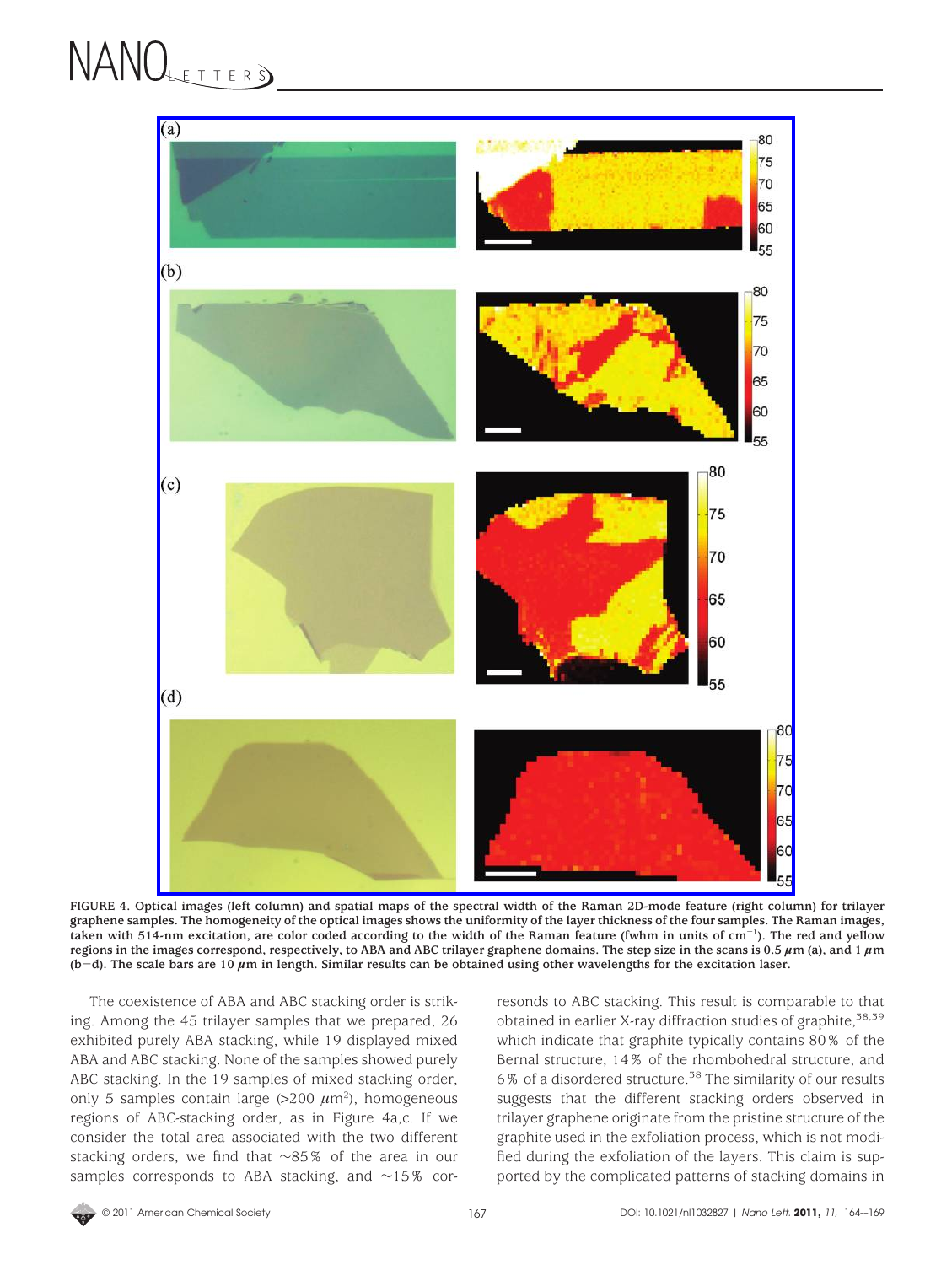FIGURE 4. Optical images (left column) and spatial maps of the spectral width of the Raman 2D-mode feature (right column) for trilayer graphene samples. The homogeneity of the optical images shows the uniformity of the layer thickness of the four samples. The Raman images, taken with 514-nm excitation, are color coded according to the width of the Raman feature (fwhm in units of $cm^{-1}$). The red and yellow regions in the images correspond, respectively, to ABA and ABC trilayer graphene domains. The step size in the scans is 0.5 $\mu$m (a), and 1 $\mu$m (b–d). The scale bars are 10 $\mu$m in length. Similar results can be obtained using other wavelengths for the excitation laser.

The coexistence of ABA and ABC stacking order is striking. Among the 45 trilayer samples that we prepared, 26 exhibited purely ABA stacking, while 19 displayed mixed ABA and ABC stacking. None of the samples showed purely ABC stacking. In the 19 samples of mixed stacking order, only 5 samples contain large (>200 $\mu m^2$), homogeneous regions of ABC-stacking order, as in Figure 4a,c. If we consider the total area associated with the two different stacking orders, we find that ~85% of the area in our samples corresponds to ABA stacking, and ~15% corresponds to ABC stacking. This result is comparable to that obtained in earlier X-ray diffraction studies of graphite,[38,39] which indicate that graphite typically contains 80% of the Bernal structure, 14% of the rhombohedral structure, and 6% of a disordered structure.[38] The similarity of our results suggests that the different stacking orders observed in trilayer graphene originate from the pristine structure of the graphite used in the exfoliation process, which is not modified during the exfoliation of the layers. This claim is supported by the complicated patterns of stacking domains in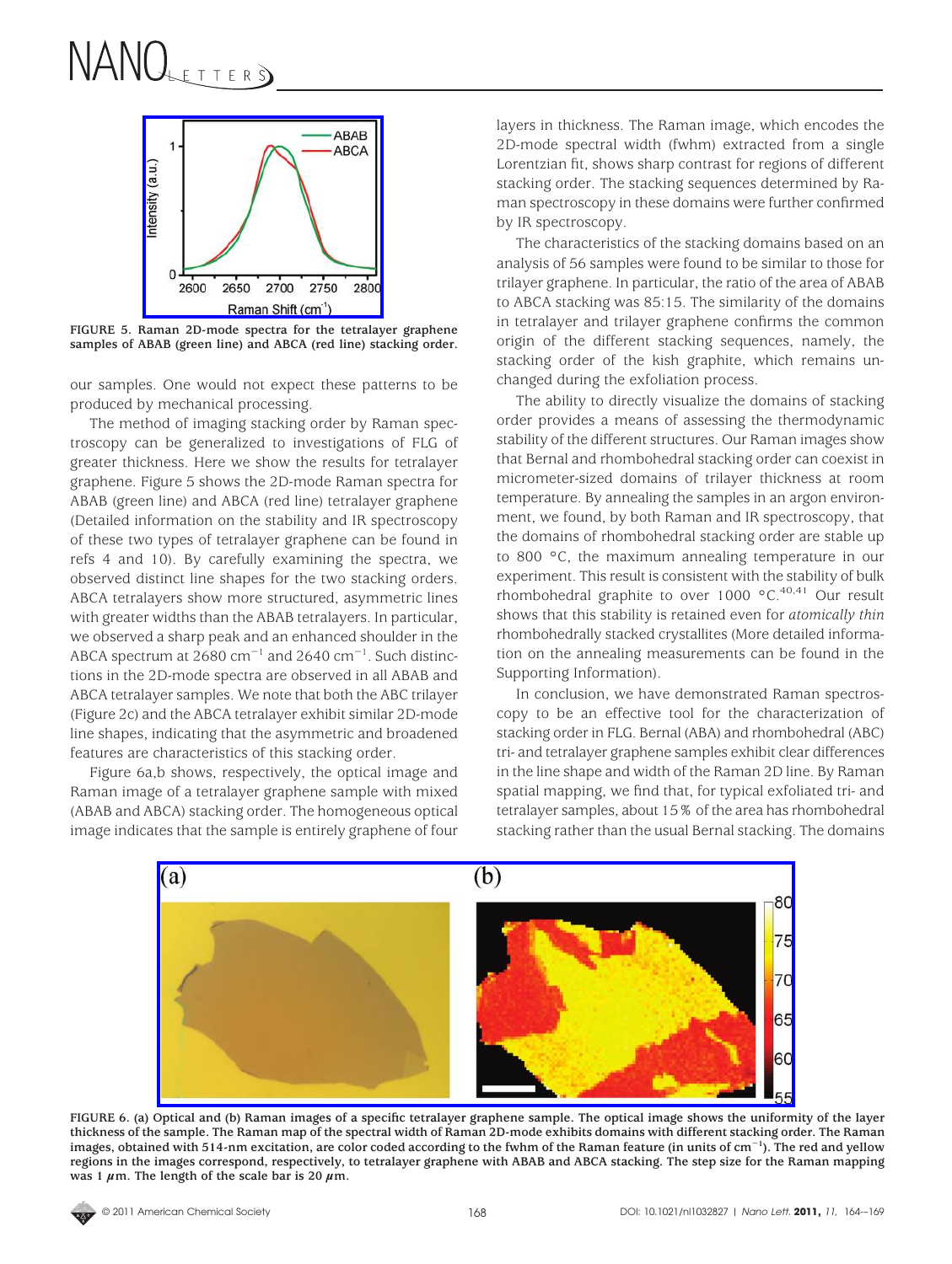FIGURE 5. Raman 2D-mode spectra for the tetralayer graphene samples of ABAB (green line) and ABCA (red line) stacking order.

our samples. One would not expect these patterns to be produced by mechanical processing.

The method of imaging stacking order by Raman spectroscopy can be generalized to investigations of FLG of greater thickness. Here we show the results for tetralayer graphene. Figure 5 shows the 2D-mode Raman spectra for ABAB (green line) and ABCA (red line) tetralayer graphene (Detailed information on the stability and IR spectroscopy of these two types of tetralayer graphene can be found in refs 4 and 10). By carefully examining the spectra, we observed distinct line shapes for the two stacking orders. ABCA tetralayers show more structured, asymmetric lines with greater widths than the ABAB tetralayers. In particular, we observed a sharp peak and an enhanced shoulder in the ABCA spectrum at 2680 $cm^{-1}$ and 2640 $cm^{-1}$. Such distinctions in the 2D-mode spectra are observed in all ABAB and ABCA tetralayer samples. We note that both the ABC trilayer (Figure 2c) and the ABCA tetralayer exhibit similar 2D-mode line shapes, indicating that the asymmetric and broadened features are characteristics of this stacking order.

Figure 6a,b shows, respectively, the optical image and Raman image of a tetralayer graphene sample with mixed (ABAB and ABCA) stacking order. The homogeneous optical image indicates that the sample is entirely graphene of four layers in thickness. The Raman image, which encodes the 2D-mode spectral width (fwhm) extracted from a single Lorentzian fit, shows sharp contrast for regions of different stacking order. The stacking sequences determined by Raman spectroscopy in these domains were further confirmed by IR spectroscopy.

The characteristics of the stacking domains based on an analysis of 56 samples were found to be similar to those for trilayer graphene. In particular, the ratio of the area of ABAB to ABCA stacking was 85:15. The similarity of the domains in tetralayer and trilayer graphene confirms the common origin of the different stacking sequences, namely, the stacking order of the kish graphite, which remains unchanged during the exfoliation process.

The ability to directly visualize the domains of stacking order provides a means of assessing the thermodynamic stability of the different structures. Our Raman images show that Bernal and rhombohedral stacking order can coexist in micrometer-sized domains of trilayer thickness at room temperature. By annealing the samples in an argon environment, we found, by both Raman and IR spectroscopy, that the domains of rhombohedral stacking order are stable up to 800 °C, the maximum annealing temperature in our experiment. This result is consistent with the stability of bulk rhombohedral graphite to over 1000 °C.[40,41] Our result shows that this stability is retained even for *atomically thin* rhombohedrally stacked crystallites (More detailed information on the annealing measurements can be found in the Supporting Information).

In conclusion, we have demonstrated Raman spectroscopy to be an effective tool for the characterization of stacking order in FLG. Bernal (ABA) and rhombohedral (ABC) tri- and tetralayer graphene samples exhibit clear differences in the line shape and width of the Raman 2D line. By Raman spatial mapping, we find that, for typical exfoliated tri- and tetralayer samples, about 15% of the area has rhombohedral stacking rather than the usual Bernal stacking. The domains

FIGURE 6. (a) Optical and (b) Raman images of a specific tetralayer graphene sample. The optical image shows the uniformity of the layer thickness of the sample. The Raman map of the spectral width of Raman 2D-mode exhibits domains with different stacking order. The Raman images, obtained with 514-nm excitation, are color coded according to the fwhm of the Raman feature (in units of $cm^{-1}$). The red and yellow regions in the images correspond, respectively, to tetralayer graphene with ABAB and ABCA stacking. The step size for the Raman mapping was 1 $\mu$m. The length of the scale bar is 20 $\mu$m.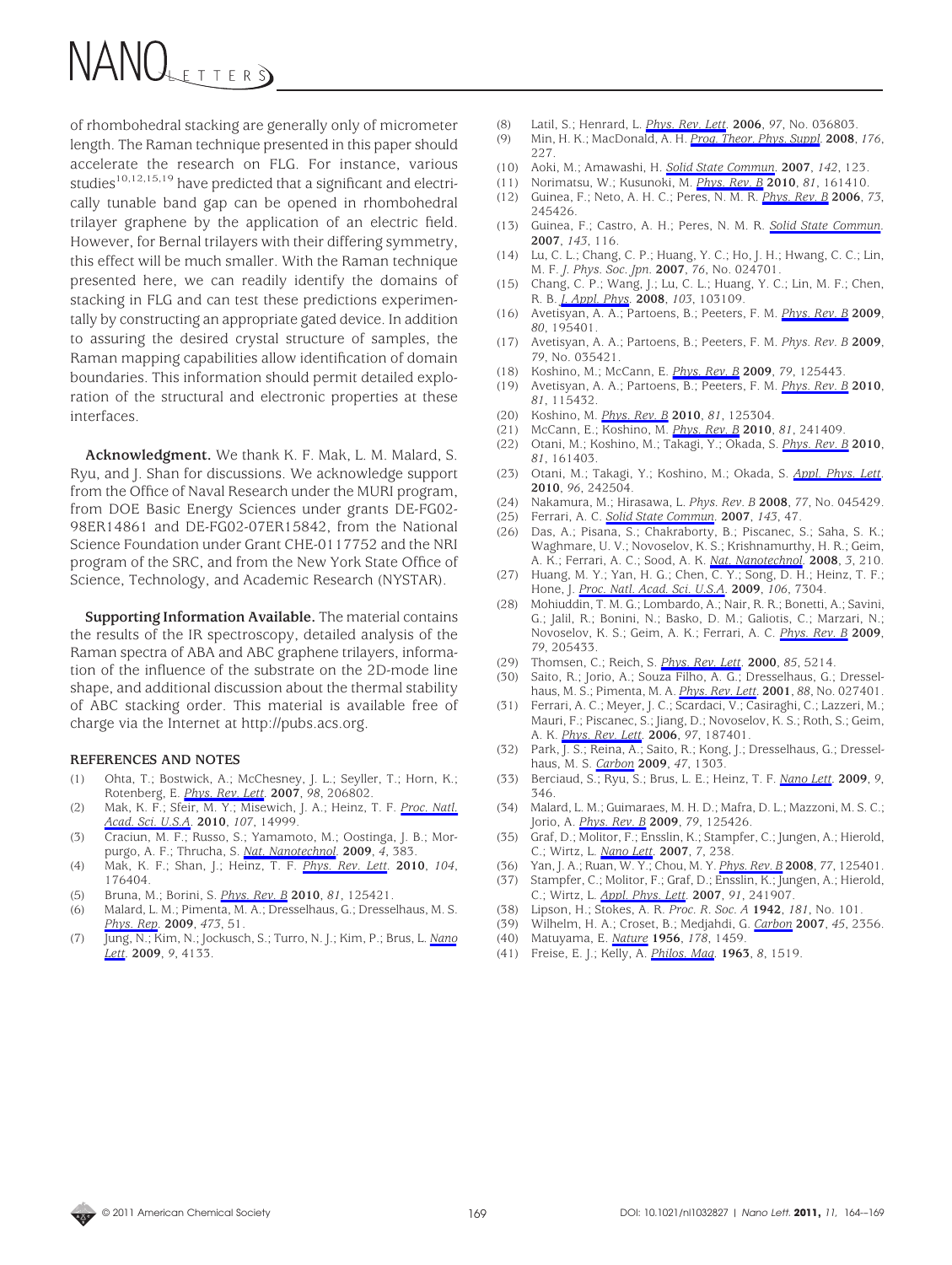of rhombohedral stacking are generally only of micrometer length. The Raman technique presented in this paper should accelerate the research on FLG. For instance, various studies[10,12,15,19] have predicted that a significant and electrically tunable band gap can be opened in rhombohedral trilayer graphene by the application of an electric field. However, for Bernal trilayers with their differing symmetry, this effect will be much smaller. With the Raman technique presented here, we can readily identify the domains of stacking in FLG and can test these predictions experimentally by constructing an appropriate gated device. In addition to assuring the desired crystal structure of samples, the Raman mapping capabilities allow identification of domain boundaries. This information should permit detailed exploration of the structural and electronic properties at these interfaces.

**Acknowledgment.** We thank K. F. Mak, L. M. Malard, S. Ryu, and J. Shan for discussions. We acknowledge support from the Office of Naval Research under the MURI program, from DOE Basic Energy Sciences under grants DE-FG02-98ER14861 and DE-FG02-07ER15842, from the National Science Foundation under Grant CHE-0117752 and the NRI program of the SRC, and from the New York State Office of Science, Technology, and Academic Research (NYSTAR).

**Supporting Information Available.** The material contains the results of the IR spectroscopy, detailed analysis of the Raman spectra of ABA and ABC graphene trilayers, information of the influence of the substrate on the 2D-mode line shape, and additional discussion about the thermal stability of ABC stacking order. This material is available free of charge via the Internet at http://pubs.acs.org.

## REFERENCES AND NOTES

(1) Ohta, T.; Bostwick, A.; McChesney, J. L.; Seyller, T.; Horn, K.; Rotenberg, E. *Phys. Rev. Lett.* **2007**, *98*, 206802.
(2) Mak, K. F.; Sfeir, M. Y.; Misewich, J. A.; Heinz, T. F. *Proc. Natl. Acad. Sci. U.S.A.* **2010**, *107*, 14999.
(3) Craciun, M. F.; Russo, S.; Yamamoto, M.; Oostinga, J. B.; Morpurgo, A. F.; Thrucha, S. *Nat. Nanotechnol.* **2009**, *4*, 383.
(4) Mak, K. F.; Shan, J.; Heinz, T. F. *Phys. Rev. Lett.* **2010**, *104*, 176404.
(5) Bruna, M.; Borini, S. *Phys. Rev. B* **2010**, *81*, 125421.
(6) Malard, L. M.; Pimenta, M. A.; Dresselhaus, G.; Dresselhaus, M. S. *Phys. Rep.* **2009**, *473*, 51.
(7) Jung, N.; Kim, N.; Jockusch, S.; Turro, N. J.; Kim, P.; Brus, L. *Nano Lett.* **2009**, *9*, 4133.
(8) Latil, S.; Henrard, L. *Phys. Rev. Lett.* **2006**, *97*, No. 036803.
(9) Min, H. K.; MacDonald, A. H. *Prog. Theor. Phys. Suppl.* **2008**, *176*, 227.
(10) Aoki, M.; Amawashi, H. *Solid State Commun.* **2007**, *142*, 123.
(11) Norimatsu, W.; Kusunoki, M. *Phys. Rev. B* **2010**, *81*, 161410.
(12) Guinea, F.; Neto, A. H. C.; Peres, N. M. R. *Phys. Rev. B* **2006**, *73*, 245426.
(13) Guinea, F.; Castro, A. H.; Peres, N. M. R. *Solid State Commun.* **2007**, *143*, 116.
(14) Lu, C. L.; Chang, C. P.; Huang, Y. C.; Ho, J. H.; Hwang, C. C.; Lin, M. F. *J. Phys. Soc. Jpn.* **2007**, *76*, No. 024701.
(15) Chang, C. P.; Wang, J.; Lu, C. L.; Huang, Y. C.; Lin, M. F.; Chen, R. B. *J. Appl. Phys.* **2008**, *103*, 103109.
(16) Avetisyan, A. A.; Partoens, B.; Peeters, F. M. *Phys. Rev. B* **2009**, *80*, 195401.
(17) Avetisyan, A. A.; Partoens, B.; Peeters, F. M. *Phys. Rev. B* **2009**, *79*, No. 035421.
(18) Koshino, M.; McCann, E. *Phys. Rev. B* **2009**, *79*, 125443.
(19) Avetisyan, A. A.; Partoens, B.; Peeters, F. M. *Phys. Rev. B* **2010**, *81*, 115432.
(20) Koshino, M. *Phys. Rev. B* **2010**, *81*, 125304.
(21) McCann, E.; Koshino, M. *Phys. Rev. B* **2010**, *81*, 241409.
(22) Otani, M.; Koshino, M.; Takagi, Y.; Okada, S. *Phys. Rev. B* **2010**, *81*, 161403.
(23) Otani, M.; Takagi, Y.; Koshino, M.; Okada, S. *Appl. Phys. Lett.* **2010**, *96*, 242504.
(24) Nakamura, M.; Hirasawa, L. *Phys. Rev. B* **2008**, *77*, No. 045429.
(25) Ferrari, A. C. *Solid State Commun.* **2007**, *143*, 47.
(26) Das, A.; Pisana, S.; Chakraborty, B.; Piscanec, S.; Saha, S. K.; Waghmare, U. V.; Novoselov, K. S.; Krishnamurthy, H. R.; Geim, A. K.; Ferrari, A. C.; Sood, A. K. *Nat. Nanotechnol.* **2008**, *3*, 210.
(27) Huang, M. Y.; Yan, H. G.; Chen, C. Y.; Song, D. H.; Heinz, T. F.; Hone, J. *Proc. Natl. Acad. Sci. U.S.A.* **2009**, *106*, 7304.
(28) Mohiuddin, T. M. G.; Lombardo, A.; Nair, R. R.; Bonetti, A.; Savini, G.; Jalil, R.; Bonini, N.; Basko, D. M.; Galiotis, C.; Marzari, N.; Novoselov, K. S.; Geim, A. K.; Ferrari, A. C. *Phys. Rev. B* **2009**, *79*, 205433.
(29) Thomsen, C.; Reich, S. *Phys. Rev. Lett.* **2000**, *85*, 5214.
(30) Saito, R.; Jorio, A.; Souza Filho, A. G.; Dresselhaus, G.; Dresselhaus, M. S.; Pimenta, M. A. *Phys. Rev. Lett.* **2001**, *88*, No. 027401.
(31) Ferrari, A. C.; Meyer, J. C.; Scardaci, V.; Casiraghi, C.; Lazzeri, M.; Mauri, F.; Piscanec, S.; Jiang, D.; Novoselov, K. S.; Roth, S.; Geim, A. K. *Phys. Rev. Lett.* **2006**, *97*, 187401.
(32) Park, J. S.; Reina, A.; Saito, R.; Kong, J.; Dresselhaus, G.; Dresselhaus, M. S. *Carbon* **2009**, *47*, 1303.
(33) Berciaud, S.; Ryu, S.; Brus, L. E.; Heinz, T. F. *Nano Lett.* **2009**, *9*, 346.
(34) Malard, L. M.; Guimaraes, M. H. D.; Mafra, D. L.; Mazzoni, M. S. C.; Jorio, A. *Phys. Rev. B* **2009**, *79*, 125426.
(35) Graf, D.; Molitor, F.; Ensslin, K.; Stampfer, C.; Jungen, A.; Hierold, C.; Wirtz, L. *Nano Lett.* **2007**, *7*, 238.
(36) Yan, J. A.; Ruan, W. Y.; Chou, M. Y. *Phys. Rev. B* **2008**, *77*, 125401.
(37) Stampfer, C.; Molitor, F.; Graf, D.; Ensslin, K.; Jungen, A.; Hierold, C.; Wirtz, L. *Appl. Phys. Lett.* **2007**, *91*, 241907.
(38) Lipson, H.; Stokes, A. R. *Proc. R. Soc. A* **1942**, *181*, No. 101.
(39) Wilhelm, H. A.; Croset, B.; Medjahdi, G. *Carbon* **2007**, *45*, 2356.
(40) Matuyama, E. *Nature* **1956**, *178*, 1459.
(41) Freise, E. J.; Kelly, A. *Philos. Mag.* **1963**, *8*, 1519.